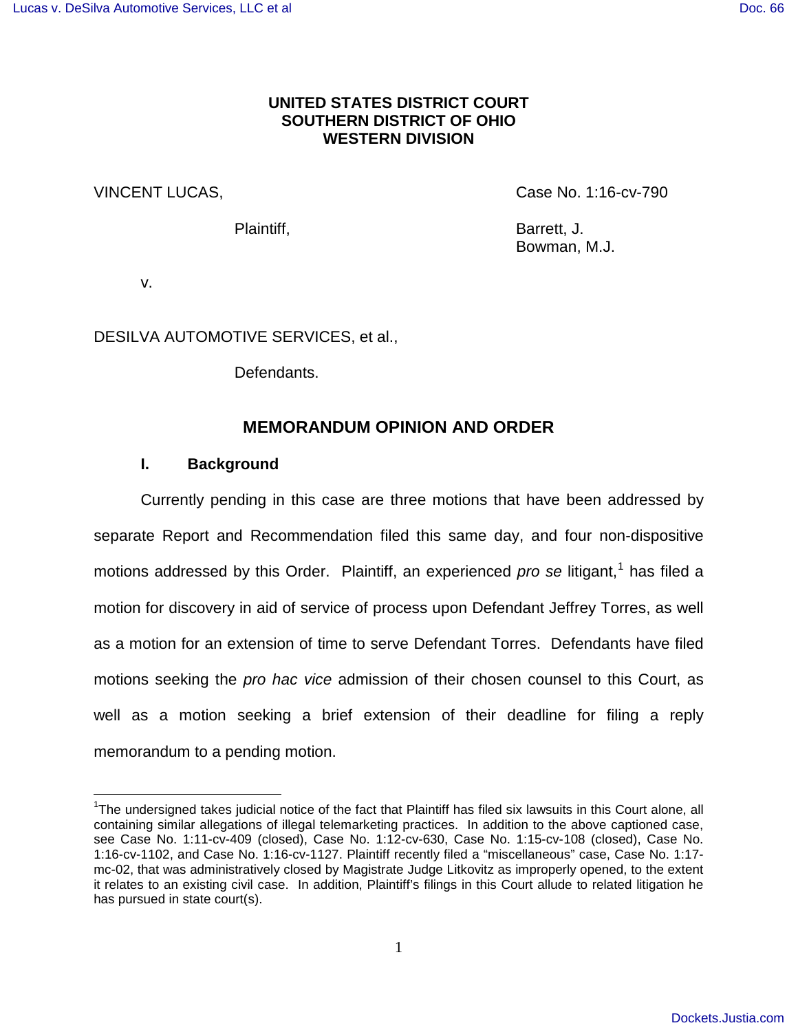**UNITED STATES DISTRICT COURT**
**SOUTHERN DISTRICT OF OHIO**
**WESTERN DIVISION**

VINCENT LUCAS, Case No. 1:16-cv-790

Plaintiff, Barrett, J.
Bowman, M.J.

v.

DESILVA AUTOMOTIVE SERVICES, et al.,

Defendants.

## MEMORANDUM OPINION AND ORDER

### I. Background

Currently pending in this case are three motions that have been addressed by separate Report and Recommendation filed this same day, and four non-dispositive motions addressed by this Order. Plaintiff, an experienced *pro se* litigant,[1] has filed a motion for discovery in aid of service of process upon Defendant Jeffrey Torres, as well as a motion for an extension of time to serve Defendant Torres. Defendants have filed motions seeking the *pro hac vice* admission of their chosen counsel to this Court, as well as a motion seeking a brief extension of their deadline for filing a reply memorandum to a pending motion.

---

[1]The undersigned takes judicial notice of the fact that Plaintiff has filed six lawsuits in this Court alone, all containing similar allegations of illegal telemarketing practices. In addition to the above captioned case, see Case No. 1:11-cv-409 (closed), Case No. 1:12-cv-630, Case No. 1:15-cv-108 (closed), Case No. 1:16-cv-1102, and Case No. 1:16-cv-1127. Plaintiff recently filed a "miscellaneous" case, Case No. 1:17-mc-02, that was administratively closed by Magistrate Judge Litkovitz as improperly opened, to the extent it relates to an existing civil case. In addition, Plaintiff's filings in this Court allude to related litigation he has pursued in state court(s).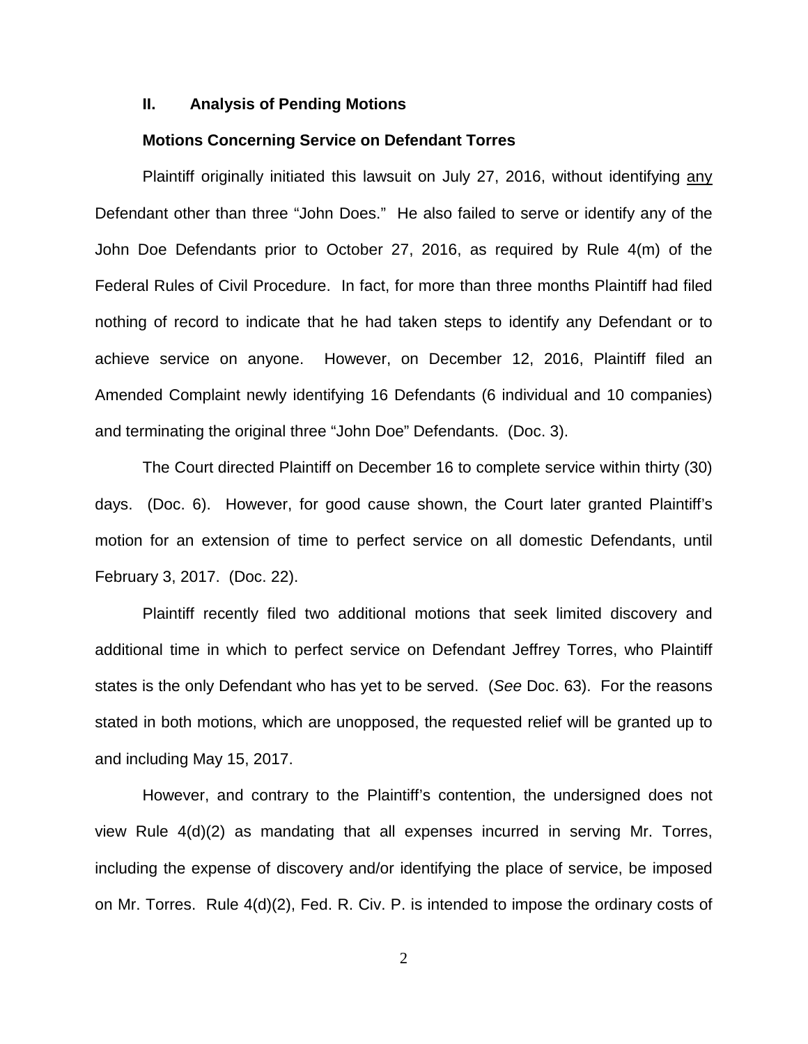## II. Analysis of Pending Motions

### Motions Concerning Service on Defendant Torres

Plaintiff originally initiated this lawsuit on July 27, 2016, without identifying <u>any</u> Defendant other than three "John Does." He also failed to serve or identify any of the John Doe Defendants prior to October 27, 2016, as required by Rule 4(m) of the Federal Rules of Civil Procedure. In fact, for more than three months Plaintiff had filed nothing of record to indicate that he had taken steps to identify any Defendant or to achieve service on anyone. However, on December 12, 2016, Plaintiff filed an Amended Complaint newly identifying 16 Defendants (6 individual and 10 companies) and terminating the original three "John Doe" Defendants. (Doc. 3).

The Court directed Plaintiff on December 16 to complete service within thirty (30) days. (Doc. 6). However, for good cause shown, the Court later granted Plaintiff's motion for an extension of time to perfect service on all domestic Defendants, until February 3, 2017. (Doc. 22).

Plaintiff recently filed two additional motions that seek limited discovery and additional time in which to perfect service on Defendant Jeffrey Torres, who Plaintiff states is the only Defendant who has yet to be served. (*See* Doc. 63). For the reasons stated in both motions, which are unopposed, the requested relief will be granted up to and including May 15, 2017.

However, and contrary to the Plaintiff's contention, the undersigned does not view Rule 4(d)(2) as mandating that all expenses incurred in serving Mr. Torres, including the expense of discovery and/or identifying the place of service, be imposed on Mr. Torres. Rule 4(d)(2), Fed. R. Civ. P. is intended to impose the ordinary costs of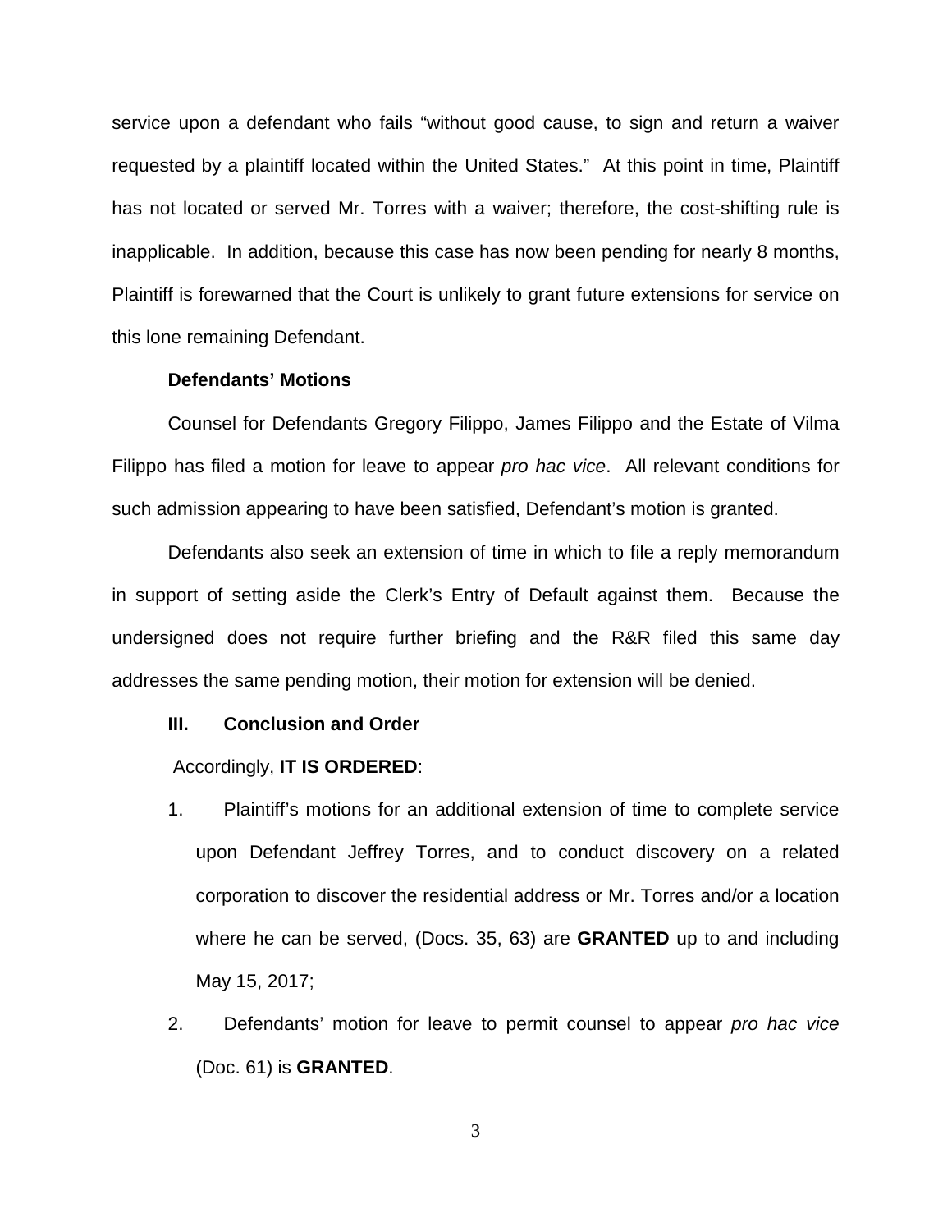service upon a defendant who fails "without good cause, to sign and return a waiver requested by a plaintiff located within the United States." At this point in time, Plaintiff has not located or served Mr. Torres with a waiver; therefore, the cost-shifting rule is inapplicable. In addition, because this case has now been pending for nearly 8 months, Plaintiff is forewarned that the Court is unlikely to grant future extensions for service on this lone remaining Defendant.

**Defendants' Motions**

Counsel for Defendants Gregory Filippo, James Filippo and the Estate of Vilma Filippo has filed a motion for leave to appear *pro hac vice*. All relevant conditions for such admission appearing to have been satisfied, Defendant's motion is granted.

Defendants also seek an extension of time in which to file a reply memorandum in support of setting aside the Clerk's Entry of Default against them. Because the undersigned does not require further briefing and the R&R filed this same day addresses the same pending motion, their motion for extension will be denied.

**III. Conclusion and Order**

Accordingly, **IT IS ORDERED**:

1. Plaintiff's motions for an additional extension of time to complete service upon Defendant Jeffrey Torres, and to conduct discovery on a related corporation to discover the residential address or Mr. Torres and/or a location where he can be served, (Docs. 35, 63) are **GRANTED** up to and including May 15, 2017;

2. Defendants' motion for leave to permit counsel to appear *pro hac vice* (Doc. 61) is **GRANTED**.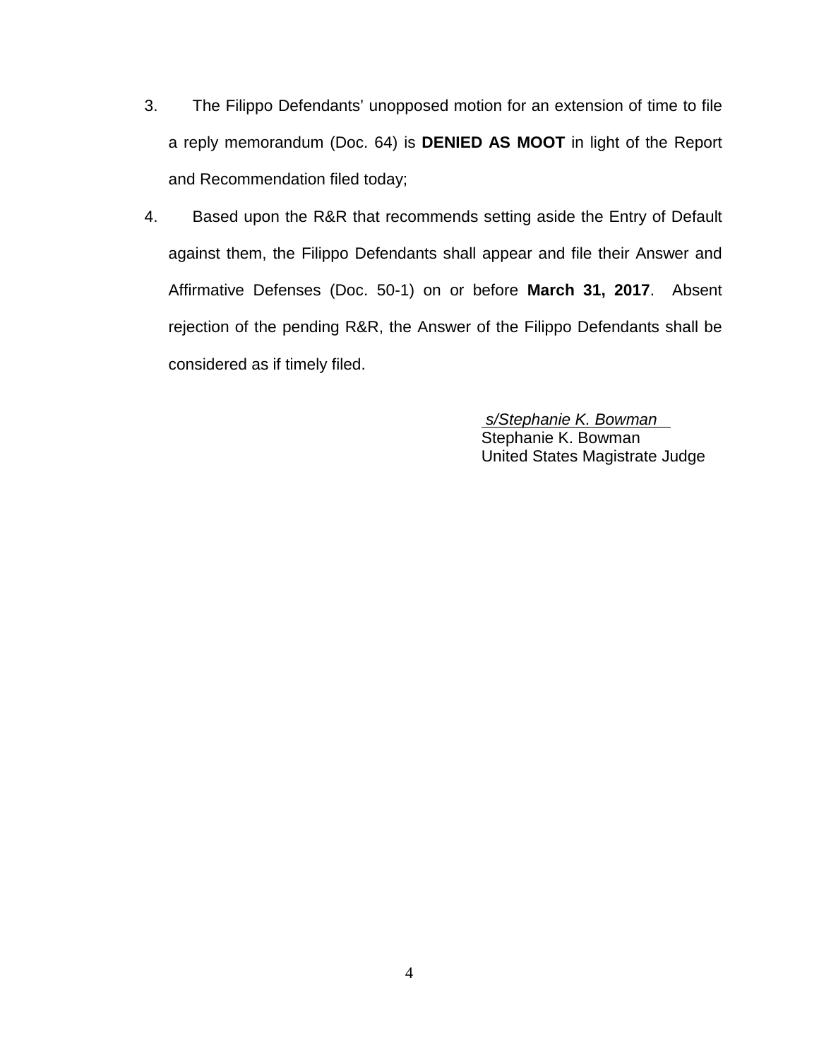3. The Filippo Defendants' unopposed motion for an extension of time to file a reply memorandum (Doc. 64) is **DENIED AS MOOT** in light of the Report and Recommendation filed today;

4. Based upon the R&R that recommends setting aside the Entry of Default against them, the Filippo Defendants shall appear and file their Answer and Affirmative Defenses (Doc. 50-1) on or before **March 31, 2017**. Absent rejection of the pending R&R, the Answer of the Filippo Defendants shall be considered as if timely filed.

*s/Stephanie K. Bowman*
Stephanie K. Bowman
United States Magistrate Judge